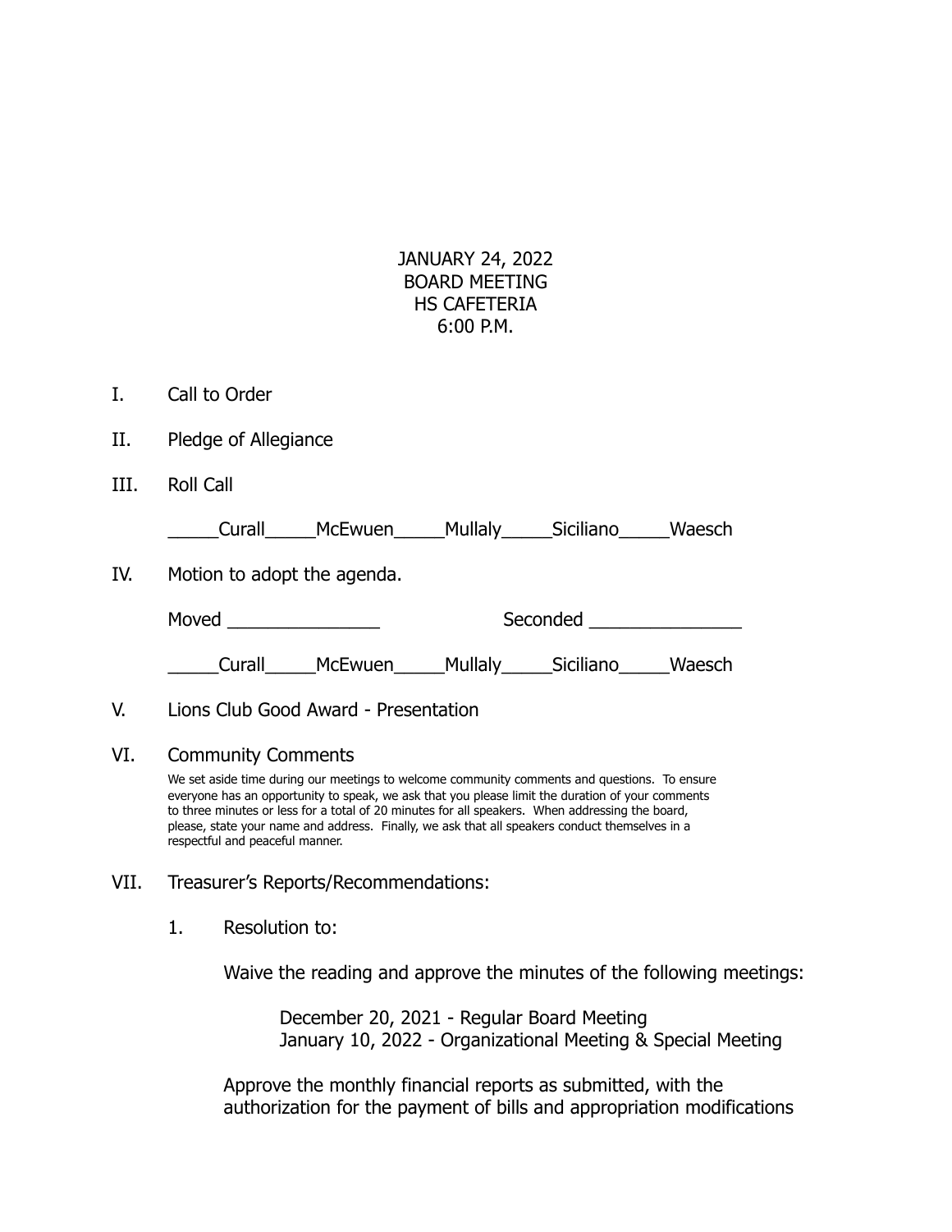JANUARY 24, 2022
BOARD MEETING
HS CAFETERIA
6:00 P.M.

I. Call to Order

II. Pledge of Allegiance

III. Roll Call

_____Curall_____McEwuen_____Mullaly_____Siciliano_____Waesch

IV. Motion to adopt the agenda.

Moved _______________ Seconded _______________

_____Curall_____McEwuen_____Mullaly_____Siciliano_____Waesch

V. Lions Club Good Award - Presentation

VI. Community Comments

We set aside time during our meetings to welcome community comments and questions. To ensure everyone has an opportunity to speak, we ask that you please limit the duration of your comments to three minutes or less for a total of 20 minutes for all speakers. When addressing the board, please, state your name and address. Finally, we ask that all speakers conduct themselves in a respectful and peaceful manner.

VII. Treasurer's Reports/Recommendations:

1. Resolution to:

Waive the reading and approve the minutes of the following meetings:

December 20, 2021 - Regular Board Meeting
January 10, 2022 - Organizational Meeting & Special Meeting

Approve the monthly financial reports as submitted, with the authorization for the payment of bills and appropriation modifications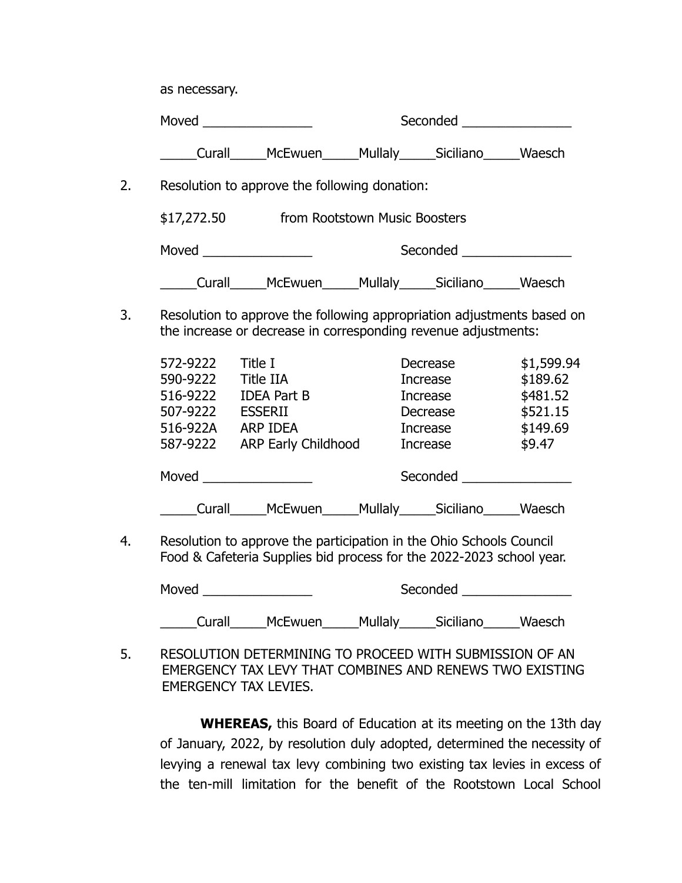as necessary.

Moved _______________ Seconded _______________

_____Curall_____McEwuen_____Mullaly_____Siciliano_____Waesch

2. Resolution to approve the following donation:

$17,272.50 from Rootstown Music Boosters

Moved _______________ Seconded _______________

_____Curall_____McEwuen_____Mullaly_____Siciliano_____Waesch

3. Resolution to approve the following appropriation adjustments based on the increase or decrease in corresponding revenue adjustments:

| | | | |
|---|---|---|---|
| 572-9222 | Title I | Decrease | $1,599.94 |
| 590-9222 | Title IIA | Increase | $189.62 |
| 516-9222 | IDEA Part B | Increase | $481.52 |
| 507-9222 | ESSERII | Decrease | $521.15 |
| 516-922A | ARP IDEA | Increase | $149.69 |
| 587-9222 | ARP Early Childhood | Increase | $9.47 |

Moved _______________ Seconded _______________

_____Curall_____McEwuen_____Mullaly_____Siciliano_____Waesch

4. Resolution to approve the participation in the Ohio Schools Council Food & Cafeteria Supplies bid process for the 2022-2023 school year.

Moved _______________ Seconded _______________

_____Curall_____McEwuen_____Mullaly_____Siciliano_____Waesch

5. RESOLUTION DETERMINING TO PROCEED WITH SUBMISSION OF AN EMERGENCY TAX LEVY THAT COMBINES AND RENEWS TWO EXISTING EMERGENCY TAX LEVIES.

**WHEREAS,** this Board of Education at its meeting on the 13th day of January, 2022, by resolution duly adopted, determined the necessity of levying a renewal tax levy combining two existing tax levies in excess of the ten-mill limitation for the benefit of the Rootstown Local School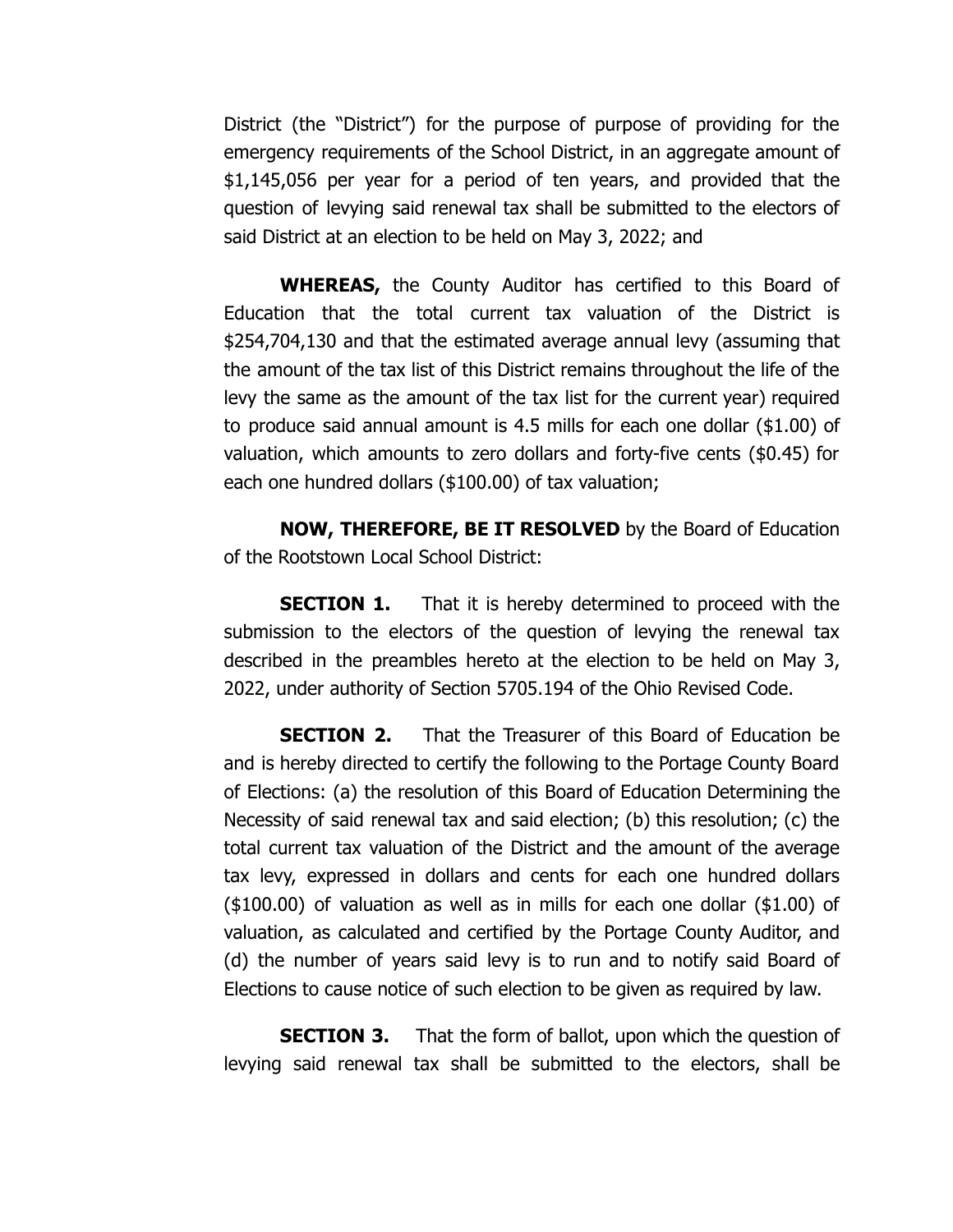District (the "District") for the purpose of purpose of providing for the emergency requirements of the School District, in an aggregate amount of $1,145,056 per year for a period of ten years, and provided that the question of levying said renewal tax shall be submitted to the electors of said District at an election to be held on May 3, 2022; and

**WHEREAS,** the County Auditor has certified to this Board of Education that the total current tax valuation of the District is $254,704,130 and that the estimated average annual levy (assuming that the amount of the tax list of this District remains throughout the life of the levy the same as the amount of the tax list for the current year) required to produce said annual amount is 4.5 mills for each one dollar ($1.00) of valuation, which amounts to zero dollars and forty-five cents ($0.45) for each one hundred dollars ($100.00) of tax valuation;

**NOW, THEREFORE, BE IT RESOLVED** by the Board of Education of the Rootstown Local School District:

**SECTION 1.** That it is hereby determined to proceed with the submission to the electors of the question of levying the renewal tax described in the preambles hereto at the election to be held on May 3, 2022, under authority of Section 5705.194 of the Ohio Revised Code.

**SECTION 2.** That the Treasurer of this Board of Education be and is hereby directed to certify the following to the Portage County Board of Elections: (a) the resolution of this Board of Education Determining the Necessity of said renewal tax and said election; (b) this resolution; (c) the total current tax valuation of the District and the amount of the average tax levy, expressed in dollars and cents for each one hundred dollars ($100.00) of valuation as well as in mills for each one dollar ($1.00) of valuation, as calculated and certified by the Portage County Auditor, and (d) the number of years said levy is to run and to notify said Board of Elections to cause notice of such election to be given as required by law.

**SECTION 3.** That the form of ballot, upon which the question of levying said renewal tax shall be submitted to the electors, shall be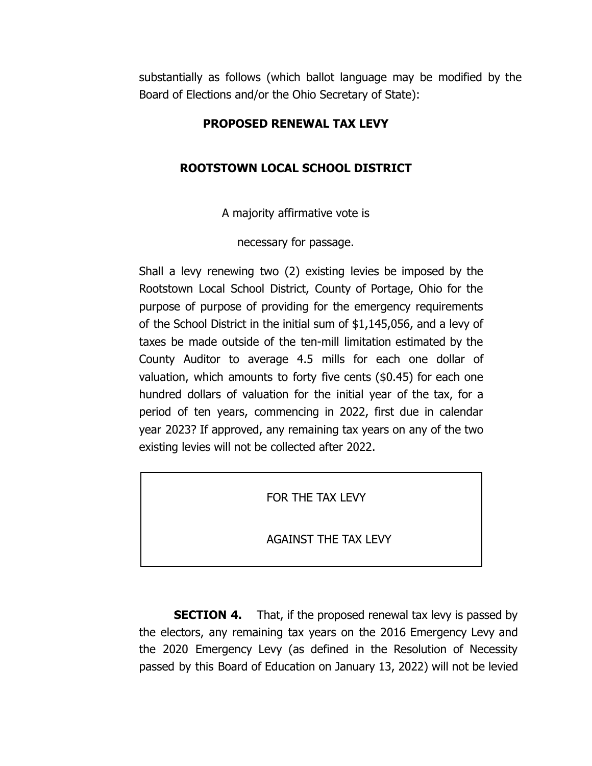substantially as follows (which ballot language may be modified by the Board of Elections and/or the Ohio Secretary of State):

**PROPOSED RENEWAL TAX LEVY**

**ROOTSTOWN LOCAL SCHOOL DISTRICT**

A majority affirmative vote is

necessary for passage.

Shall a levy renewing two (2) existing levies be imposed by the Rootstown Local School District, County of Portage, Ohio for the purpose of purpose of providing for the emergency requirements of the School District in the initial sum of $1,145,056, and a levy of taxes be made outside of the ten-mill limitation estimated by the County Auditor to average 4.5 mills for each one dollar of valuation, which amounts to forty five cents ($0.45) for each one hundred dollars of valuation for the initial year of the tax, for a period of ten years, commencing in 2022, first due in calendar year 2023? If approved, any remaining tax years on any of the two existing levies will not be collected after 2022.

| |
|---|
| FOR THE TAX LEVY |
| AGAINST THE TAX LEVY |

**SECTION 4.** That, if the proposed renewal tax levy is passed by the electors, any remaining tax years on the 2016 Emergency Levy and the 2020 Emergency Levy (as defined in the Resolution of Necessity passed by this Board of Education on January 13, 2022) will not be levied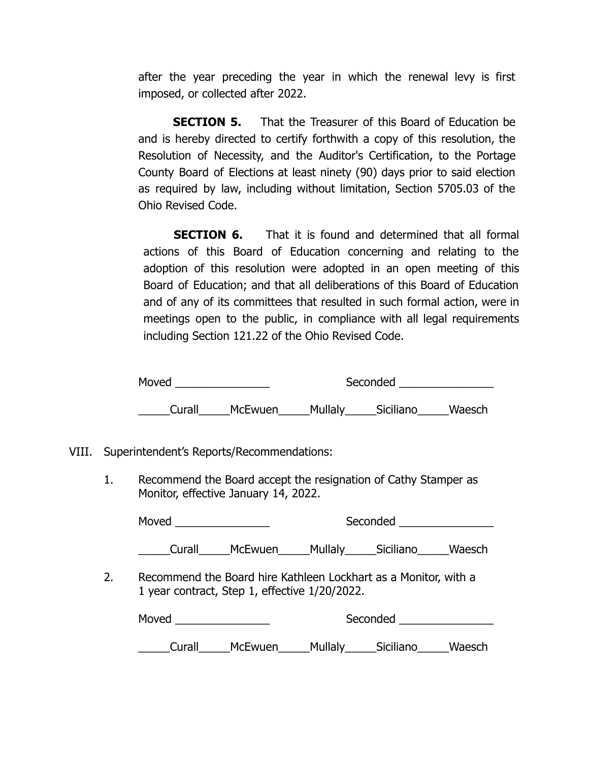after the year preceding the year in which the renewal levy is first imposed, or collected after 2022.

**SECTION 5.** That the Treasurer of this Board of Education be and is hereby directed to certify forthwith a copy of this resolution, the Resolution of Necessity, and the Auditor's Certification, to the Portage County Board of Elections at least ninety (90) days prior to said election as required by law, including without limitation, Section 5705.03 of the Ohio Revised Code.

**SECTION 6.** That it is found and determined that all formal actions of this Board of Education concerning and relating to the adoption of this resolution were adopted in an open meeting of this Board of Education; and that all deliberations of this Board of Education and of any of its committees that resulted in such formal action, were in meetings open to the public, in compliance with all legal requirements including Section 121.22 of the Ohio Revised Code.

Moved _______________ Seconded _______________

_____Curall_____McEwuen_____Mullaly_____Siciliano_____Waesch

VIII. Superintendent's Reports/Recommendations:

1. Recommend the Board accept the resignation of Cathy Stamper as Monitor, effective January 14, 2022.

   Moved _______________ Seconded _______________

   _____Curall_____McEwuen_____Mullaly_____Siciliano_____Waesch

2. Recommend the Board hire Kathleen Lockhart as a Monitor, with a 1 year contract, Step 1, effective 1/20/2022.

   Moved _______________ Seconded _______________

   _____Curall_____McEwuen_____Mullaly_____Siciliano_____Waesch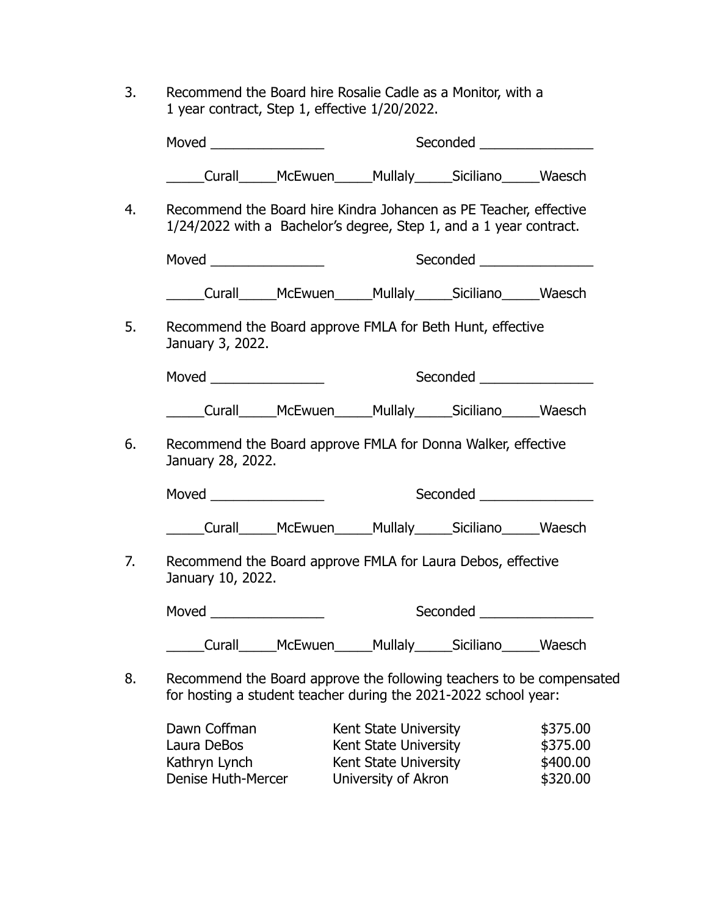3. Recommend the Board hire Rosalie Cadle as a Monitor, with a 1 year contract, Step 1, effective 1/20/2022.

   Moved _______________ Seconded _______________

   _____Curall_____McEwuen_____Mullaly_____Siciliano_____Waesch

4. Recommend the Board hire Kindra Johancen as PE Teacher, effective 1/24/2022 with a Bachelor's degree, Step 1, and a 1 year contract.

   Moved _______________ Seconded _______________

   _____Curall_____McEwuen_____Mullaly_____Siciliano_____Waesch

5. Recommend the Board approve FMLA for Beth Hunt, effective January 3, 2022.

   Moved _______________ Seconded _______________

   _____Curall_____McEwuen_____Mullaly_____Siciliano_____Waesch

6. Recommend the Board approve FMLA for Donna Walker, effective January 28, 2022.

   Moved _______________ Seconded _______________

   _____Curall_____McEwuen_____Mullaly_____Siciliano_____Waesch

7. Recommend the Board approve FMLA for Laura Debos, effective January 10, 2022.

   Moved _______________ Seconded _______________

   _____Curall_____McEwuen_____Mullaly_____Siciliano_____Waesch

8. Recommend the Board approve the following teachers to be compensated for hosting a student teacher during the 2021-2022 school year:

| | | |
|---|---|---|
| Dawn Coffman | Kent State University | $375.00 |
| Laura DeBos | Kent State University | $375.00 |
| Kathryn Lynch | Kent State University | $400.00 |
| Denise Huth-Mercer | University of Akron | $320.00 |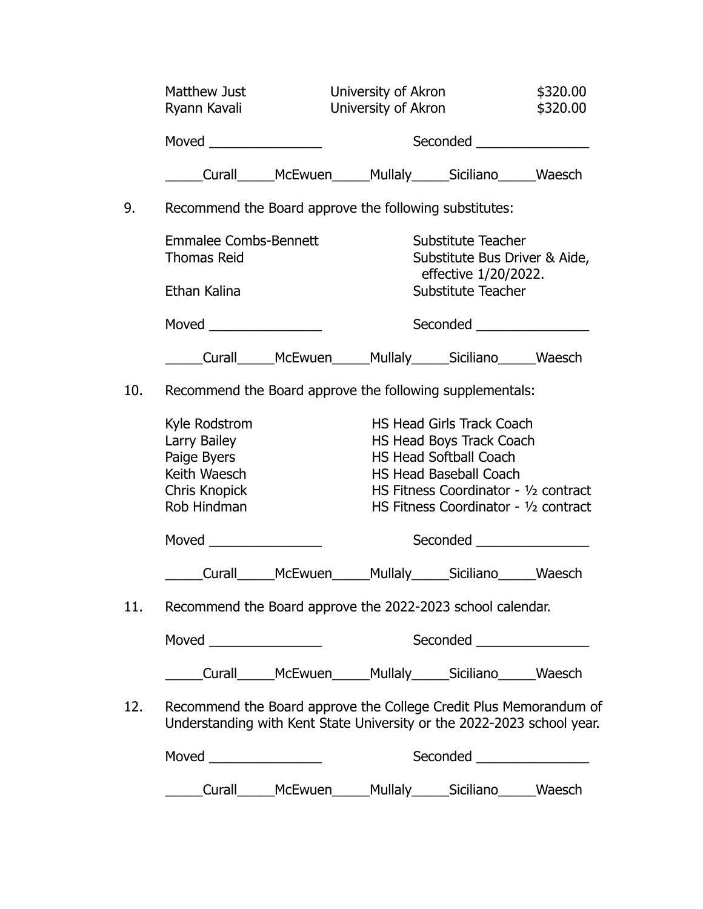| | | |
|---|---|---|
| Matthew Just | University of Akron | $320.00 |
| Ryann Kavali | University of Akron | $320.00 |

Moved _______________ Seconded _______________

_____Curall_____McEwuen_____Mullaly_____Siciliano_____Waesch

9. Recommend the Board approve the following substitutes:

| | |
|---|---|
| Emmalee Combs-Bennett | Substitute Teacher |
| Thomas Reid | Substitute Bus Driver & Aide, effective 1/20/2022. |
| Ethan Kalina | Substitute Teacher |

Moved _______________ Seconded _______________

_____Curall_____McEwuen_____Mullaly_____Siciliano_____Waesch

10. Recommend the Board approve the following supplementals:

| | |
|---|---|
| Kyle Rodstrom | HS Head Girls Track Coach |
| Larry Bailey | HS Head Boys Track Coach |
| Paige Byers | HS Head Softball Coach |
| Keith Waesch | HS Head Baseball Coach |
| Chris Knopick | HS Fitness Coordinator - ½ contract |
| Rob Hindman | HS Fitness Coordinator - ½ contract |

Moved _______________ Seconded _______________

_____Curall_____McEwuen_____Mullaly_____Siciliano_____Waesch

11. Recommend the Board approve the 2022-2023 school calendar.

Moved _______________ Seconded _______________

_____Curall_____McEwuen_____Mullaly_____Siciliano_____Waesch

12. Recommend the Board approve the College Credit Plus Memorandum of Understanding with Kent State University or the 2022-2023 school year.

Moved _______________ Seconded _______________

_____Curall_____McEwuen_____Mullaly_____Siciliano_____Waesch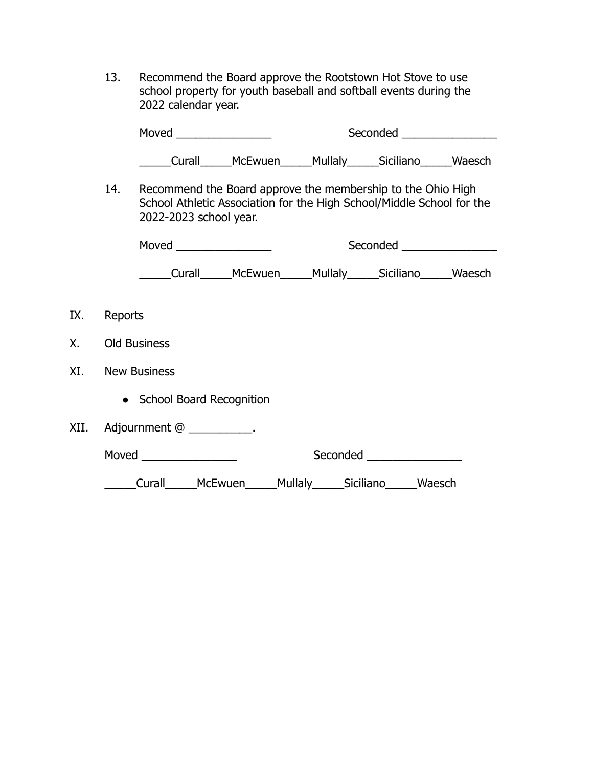13. Recommend the Board approve the Rootstown Hot Stove to use school property for youth baseball and softball events during the 2022 calendar year.

    Moved _______________ Seconded _______________

    _____Curall_____McEwuen_____Mullaly_____Siciliano_____Waesch

14. Recommend the Board approve the membership to the Ohio High School Athletic Association for the High School/Middle School for the 2022-2023 school year.

    Moved _______________ Seconded _______________

    _____Curall_____McEwuen_____Mullaly_____Siciliano_____Waesch

IX. Reports

X. Old Business

XI. New Business

- School Board Recognition

XII. Adjournment @ __________.

Moved _______________ Seconded _______________

_____Curall_____McEwuen_____Mullaly_____Siciliano_____Waesch